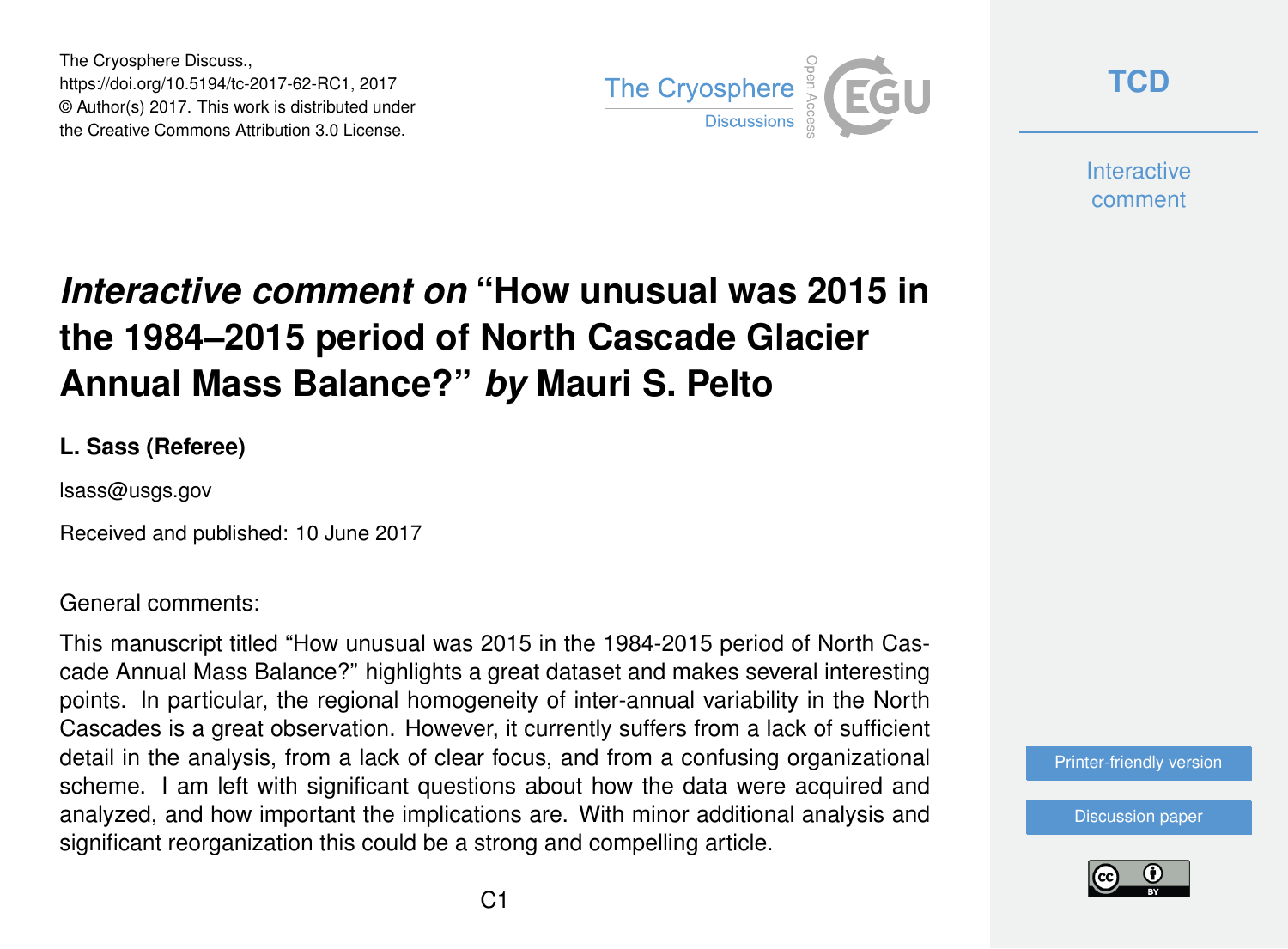# *Interactive comment on* "How unusual was 2015 in the 1984–2015 period of North Cascade Glacier Annual Mass Balance?" *by* Mauri S. Pelto

**L. Sass (Referee)**

lsass@usgs.gov

Received and published: 10 June 2017

General comments:

This manuscript titled "How unusual was 2015 in the 1984-2015 period of North Cascade Annual Mass Balance?" highlights a great dataset and makes several interesting points. In particular, the regional homogeneity of inter-annual variability in the North Cascades is a great observation. However, it currently suffers from a lack of sufficient detail in the analysis, from a lack of clear focus, and from a confusing organizational scheme. I am left with significant questions about how the data were acquired and analyzed, and how important the implications are. With minor additional analysis and significant reorganization this could be a strong and compelling article.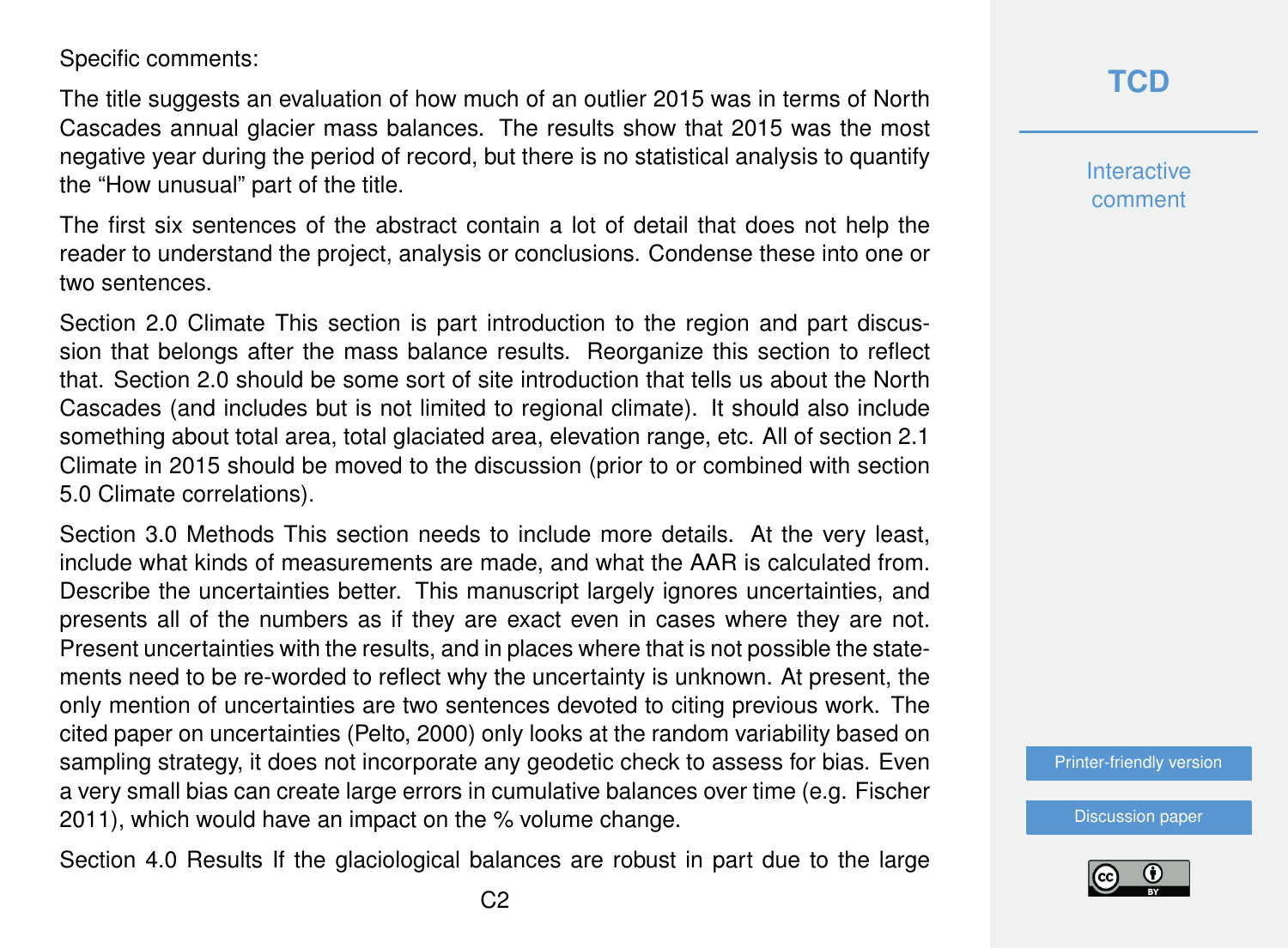Specific comments:

The title suggests an evaluation of how much of an outlier 2015 was in terms of North Cascades annual glacier mass balances. The results show that 2015 was the most negative year during the period of record, but there is no statistical analysis to quantify the "How unusual" part of the title.

The first six sentences of the abstract contain a lot of detail that does not help the reader to understand the project, analysis or conclusions. Condense these into one or two sentences.

Section 2.0 Climate This section is part introduction to the region and part discussion that belongs after the mass balance results. Reorganize this section to reflect that. Section 2.0 should be some sort of site introduction that tells us about the North Cascades (and includes but is not limited to regional climate). It should also include something about total area, total glaciated area, elevation range, etc. All of section 2.1 Climate in 2015 should be moved to the discussion (prior to or combined with section 5.0 Climate correlations).

Section 3.0 Methods This section needs to include more details. At the very least, include what kinds of measurements are made, and what the AAR is calculated from. Describe the uncertainties better. This manuscript largely ignores uncertainties, and presents all of the numbers as if they are exact even in cases where they are not. Present uncertainties with the results, and in places where that is not possible the statements need to be re-worded to reflect why the uncertainty is unknown. At present, the only mention of uncertainties are two sentences devoted to citing previous work. The cited paper on uncertainties (Pelto, 2000) only looks at the random variability based on sampling strategy, it does not incorporate any geodetic check to assess for bias. Even a very small bias can create large errors in cumulative balances over time (e.g. Fischer 2011), which would have an impact on the % volume change.

Section 4.0 Results If the glaciological balances are robust in part due to the large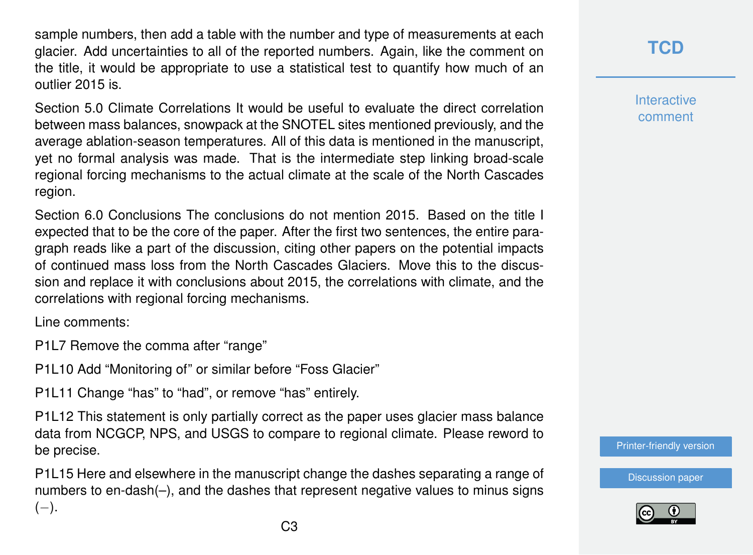sample numbers, then add a table with the number and type of measurements at each glacier. Add uncertainties to all of the reported numbers. Again, like the comment on the title, it would be appropriate to use a statistical test to quantify how much of an outlier 2015 is.

Section 5.0 Climate Correlations It would be useful to evaluate the direct correlation between mass balances, snowpack at the SNOTEL sites mentioned previously, and the average ablation-season temperatures. All of this data is mentioned in the manuscript, yet no formal analysis was made. That is the intermediate step linking broad-scale regional forcing mechanisms to the actual climate at the scale of the North Cascades region.

Section 6.0 Conclusions The conclusions do not mention 2015. Based on the title I expected that to be the core of the paper. After the first two sentences, the entire paragraph reads like a part of the discussion, citing other papers on the potential impacts of continued mass loss from the North Cascades Glaciers. Move this to the discussion and replace it with conclusions about 2015, the correlations with climate, and the correlations with regional forcing mechanisms.

Line comments:

P1L7 Remove the comma after "range"

P1L10 Add "Monitoring of" or similar before "Foss Glacier"

P1L11 Change "has" to "had", or remove "has" entirely.

P1L12 This statement is only partially correct as the paper uses glacier mass balance data from NCGCP, NPS, and USGS to compare to regional climate. Please reword to be precise.

P1L15 Here and elsewhere in the manuscript change the dashes separating a range of numbers to en-dash(–), and the dashes that represent negative values to minus signs ($-$).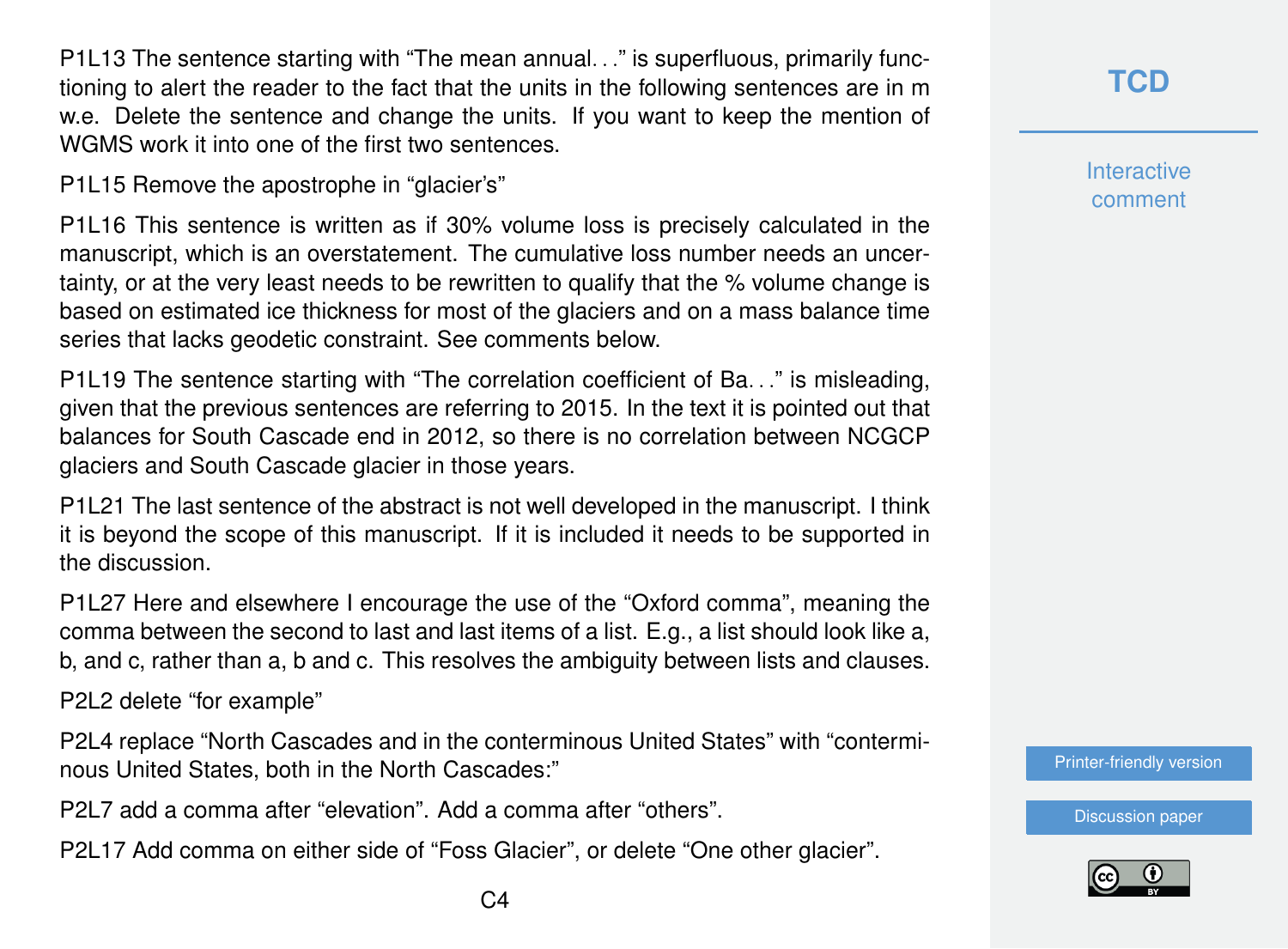P1L13 The sentence starting with "The mean annual. . ." is superfluous, primarily functioning to alert the reader to the fact that the units in the following sentences are in m w.e. Delete the sentence and change the units. If you want to keep the mention of WGMS work it into one of the first two sentences.

P1L15 Remove the apostrophe in "glacier's"

P1L16 This sentence is written as if 30% volume loss is precisely calculated in the manuscript, which is an overstatement. The cumulative loss number needs an uncertainty, or at the very least needs to be rewritten to qualify that the % volume change is based on estimated ice thickness for most of the glaciers and on a mass balance time series that lacks geodetic constraint. See comments below.

P1L19 The sentence starting with "The correlation coefficient of Ba. . ." is misleading, given that the previous sentences are referring to 2015. In the text it is pointed out that balances for South Cascade end in 2012, so there is no correlation between NCGCP glaciers and South Cascade glacier in those years.

P1L21 The last sentence of the abstract is not well developed in the manuscript. I think it is beyond the scope of this manuscript. If it is included it needs to be supported in the discussion.

P1L27 Here and elsewhere I encourage the use of the "Oxford comma", meaning the comma between the second to last and last items of a list. E.g., a list should look like a, b, and c, rather than a, b and c. This resolves the ambiguity between lists and clauses.

P2L2 delete "for example"

P2L4 replace "North Cascades and in the conterminous United States" with "conterminous United States, both in the North Cascades:"

P2L7 add a comma after "elevation". Add a comma after "others".

P2L17 Add comma on either side of "Foss Glacier", or delete "One other glacier".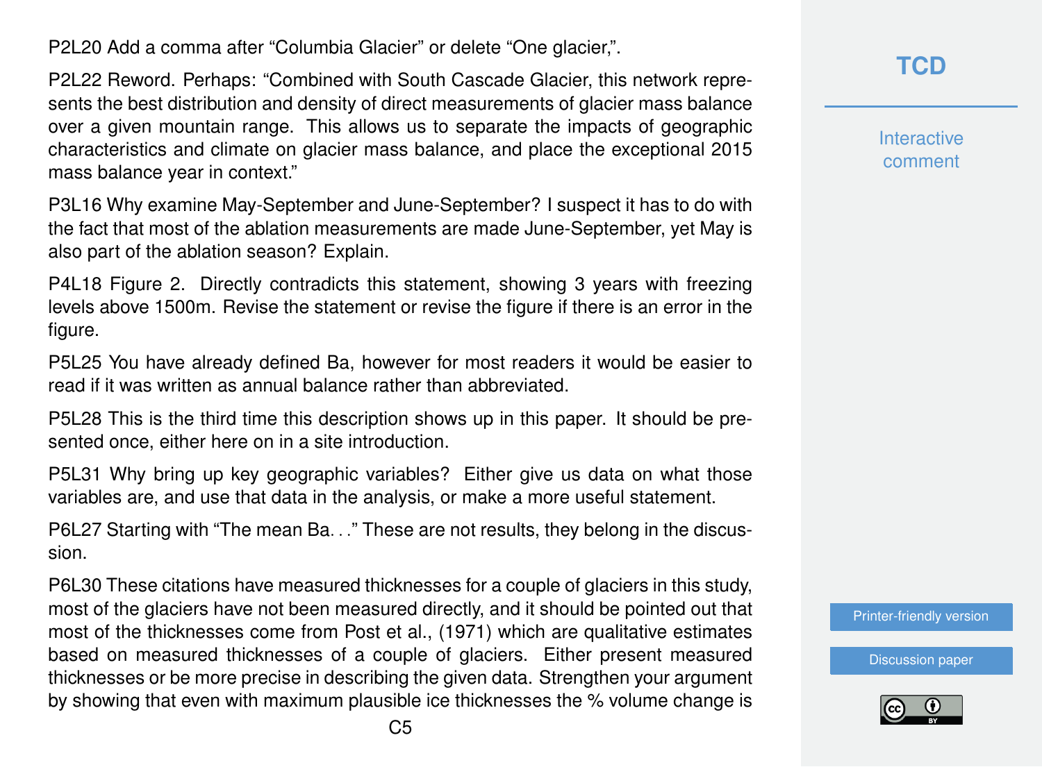P2L20 Add a comma after "Columbia Glacier" or delete "One glacier,".

P2L22 Reword. Perhaps: "Combined with South Cascade Glacier, this network represents the best distribution and density of direct measurements of glacier mass balance over a given mountain range. This allows us to separate the impacts of geographic characteristics and climate on glacier mass balance, and place the exceptional 2015 mass balance year in context."

P3L16 Why examine May-September and June-September? I suspect it has to do with the fact that most of the ablation measurements are made June-September, yet May is also part of the ablation season? Explain.

P4L18 Figure 2. Directly contradicts this statement, showing 3 years with freezing levels above 1500m. Revise the statement or revise the figure if there is an error in the figure.

P5L25 You have already defined Ba, however for most readers it would be easier to read if it was written as annual balance rather than abbreviated.

P5L28 This is the third time this description shows up in this paper. It should be presented once, either here on in a site introduction.

P5L31 Why bring up key geographic variables? Either give us data on what those variables are, and use that data in the analysis, or make a more useful statement.

P6L27 Starting with "The mean Ba. . ." These are not results, they belong in the discussion.

P6L30 These citations have measured thicknesses for a couple of glaciers in this study, most of the glaciers have not been measured directly, and it should be pointed out that most of the thicknesses come from Post et al., (1971) which are qualitative estimates based on measured thicknesses of a couple of glaciers. Either present measured thicknesses or be more precise in describing the given data. Strengthen your argument by showing that even with maximum plausible ice thicknesses the % volume change is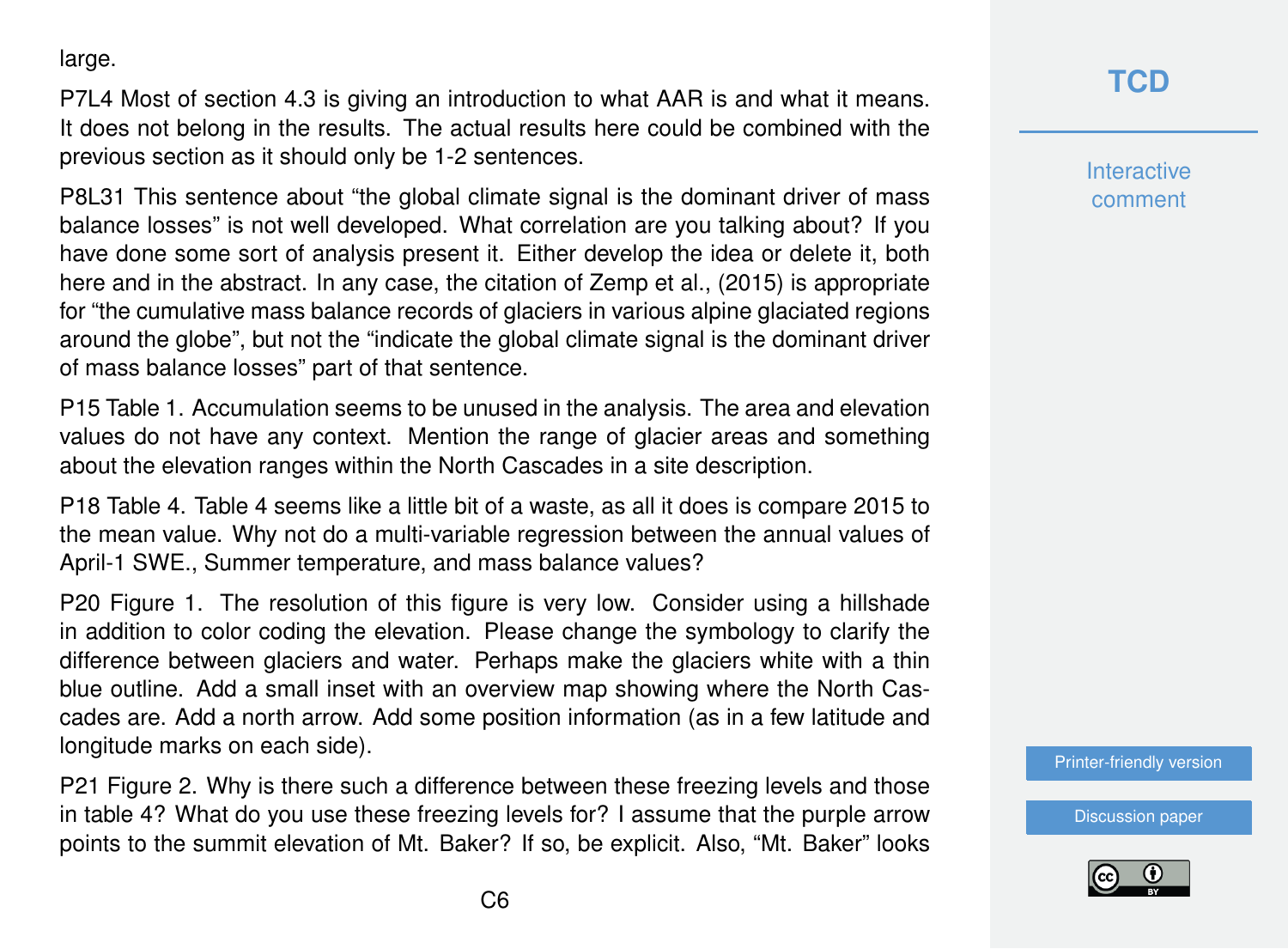large.

P7L4 Most of section 4.3 is giving an introduction to what AAR is and what it means. It does not belong in the results. The actual results here could be combined with the previous section as it should only be 1-2 sentences.

P8L31 This sentence about "the global climate signal is the dominant driver of mass balance losses" is not well developed. What correlation are you talking about? If you have done some sort of analysis present it. Either develop the idea or delete it, both here and in the abstract. In any case, the citation of Zemp et al., (2015) is appropriate for "the cumulative mass balance records of glaciers in various alpine glaciated regions around the globe", but not the "indicate the global climate signal is the dominant driver of mass balance losses" part of that sentence.

P15 Table 1. Accumulation seems to be unused in the analysis. The area and elevation values do not have any context. Mention the range of glacier areas and something about the elevation ranges within the North Cascades in a site description.

P18 Table 4. Table 4 seems like a little bit of a waste, as all it does is compare 2015 to the mean value. Why not do a multi-variable regression between the annual values of April-1 SWE., Summer temperature, and mass balance values?

P20 Figure 1. The resolution of this figure is very low. Consider using a hillshade in addition to color coding the elevation. Please change the symbology to clarify the difference between glaciers and water. Perhaps make the glaciers white with a thin blue outline. Add a small inset with an overview map showing where the North Cascades are. Add a north arrow. Add some position information (as in a few latitude and longitude marks on each side).

P21 Figure 2. Why is there such a difference between these freezing levels and those in table 4? What do you use these freezing levels for? I assume that the purple arrow points to the summit elevation of Mt. Baker? If so, be explicit. Also, "Mt. Baker" looks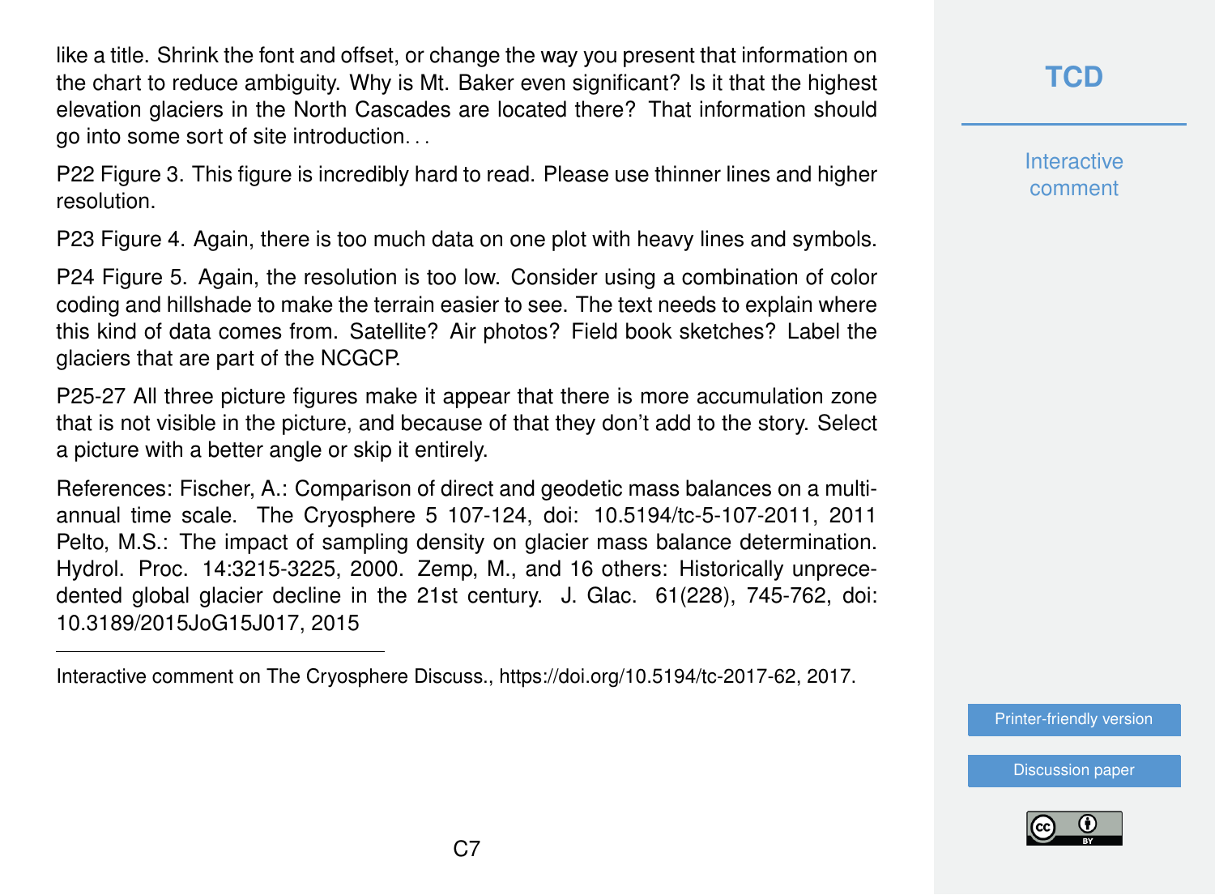like a title. Shrink the font and offset, or change the way you present that information on the chart to reduce ambiguity. Why is Mt. Baker even significant? Is it that the highest elevation glaciers in the North Cascades are located there? That information should go into some sort of site introduction. . .

P22 Figure 3. This figure is incredibly hard to read. Please use thinner lines and higher resolution.

P23 Figure 4. Again, there is too much data on one plot with heavy lines and symbols.

P24 Figure 5. Again, the resolution is too low. Consider using a combination of color coding and hillshade to make the terrain easier to see. The text needs to explain where this kind of data comes from. Satellite? Air photos? Field book sketches? Label the glaciers that are part of the NCGCP.

P25-27 All three picture figures make it appear that there is more accumulation zone that is not visible in the picture, and because of that they don't add to the story. Select a picture with a better angle or skip it entirely.

References: Fischer, A.: Comparison of direct and geodetic mass balances on a multi-annual time scale. The Cryosphere 5 107-124, doi: 10.5194/tc-5-107-2011, 2011 Pelto, M.S.: The impact of sampling density on glacier mass balance determination. Hydrol. Proc. 14:3215-3225, 2000. Zemp, M., and 16 others: Historically unprecedented global glacier decline in the 21st century. J. Glac. 61(228), 745-762, doi: 10.3189/2015JoG15J017, 2015

---

Interactive comment on The Cryosphere Discuss., https://doi.org/10.5194/tc-2017-62, 2017.